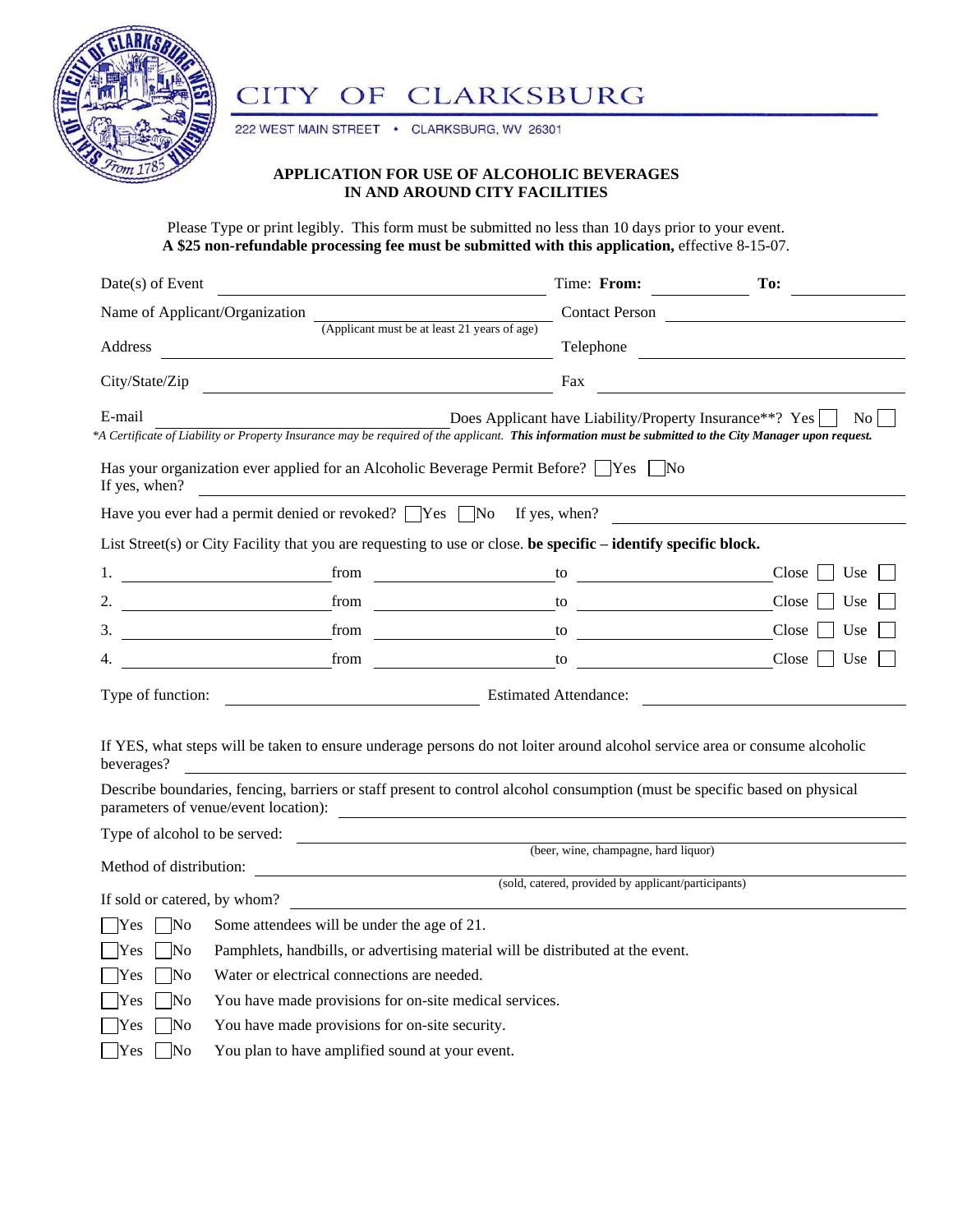# CITY OF CLARKSBURG

222 WEST MAIN STREET • CLARKSBURG, WV 26301

## APPLICATION FOR USE OF ALCOHOLIC BEVERAGES IN AND AROUND CITY FACILITIES

Please Type or print legibly. This form must be submitted no less than 10 days prior to your event.
**A $25 non-refundable processing fee must be submitted with this application,** effective 8-15-07.

Date(s) of Event ______________________ Time: **From:** __________ **To:** __________

Name of Applicant/Organization ______________________ Contact Person ______________________
(Applicant must be at least 21 years of age)

Address ______________________ Telephone ______________________

City/State/Zip ______________________ Fax ______________________

E-mail ______________________ Does Applicant have Liability/Property Insurance**? Yes ☐ No ☐

*\*A Certificate of Liability or Property Insurance may be required of the applicant.* ***This information must be submitted to the City Manager upon request.***

Has your organization ever applied for an Alcoholic Beverage Permit Before? ☐Yes ☐No
If yes, when? ______________________

Have you ever had a permit denied or revoked? ☐Yes ☐No If yes, when? ______________________

List Street(s) or City Facility that you are requesting to use or close. **be specific – identify specific block.**

1. __________ from __________ to __________ Close ☐ Use ☐
2. __________ from __________ to __________ Close ☐ Use ☐
3. __________ from __________ to __________ Close ☐ Use ☐
4. __________ from __________ to __________ Close ☐ Use ☐

Type of function: ______________________ Estimated Attendance: ______________________

If YES, what steps will be taken to ensure underage persons do not loiter around alcohol service area or consume alcoholic beverages? ______________________

Describe boundaries, fencing, barriers or staff present to control alcohol consumption (must be specific based on physical parameters of venue/event location): ______________________

Type of alcohol to be served: ______________________
(beer, wine, champagne, hard liquor)

Method of distribution: ______________________
(sold, catered, provided by applicant/participants)

If sold or catered, by whom? ______________________

☐Yes ☐No Some attendees will be under the age of 21.

☐Yes ☐No Pamphlets, handbills, or advertising material will be distributed at the event.

☐Yes ☐No Water or electrical connections are needed.

☐Yes ☐No You have made provisions for on-site medical services.

☐Yes ☐No You have made provisions for on-site security.

☐Yes ☐No You plan to have amplified sound at your event.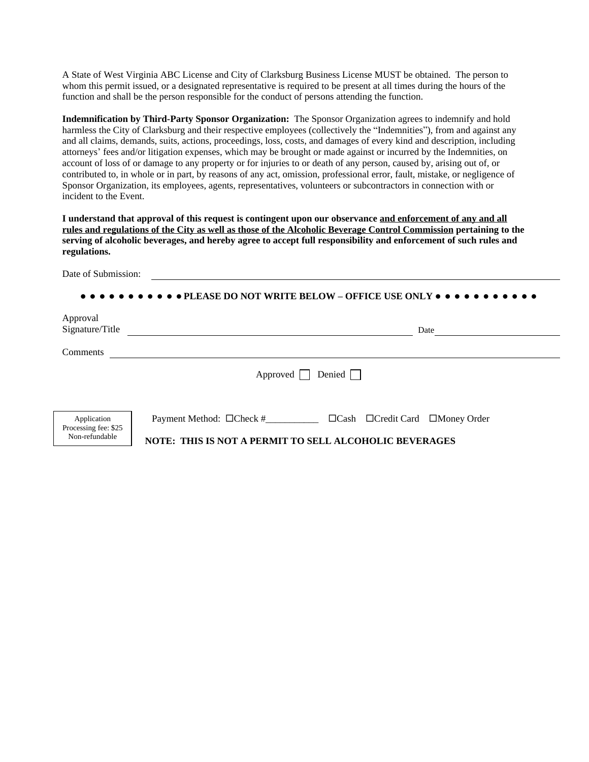A State of West Virginia ABC License and City of Clarksburg Business License MUST be obtained. The person to whom this permit issued, or a designated representative is required to be present at all times during the hours of the function and shall be the person responsible for the conduct of persons attending the function.

**Indemnification by Third-Party Sponsor Organization:** The Sponsor Organization agrees to indemnify and hold harmless the City of Clarksburg and their respective employees (collectively the "Indemnities"), from and against any and all claims, demands, suits, actions, proceedings, loss, costs, and damages of every kind and description, including attorneys' fees and/or litigation expenses, which may be brought or made against or incurred by the Indemnities, on account of loss of or damage to any property or for injuries to or death of any person, caused by, arising out of, or contributed to, in whole or in part, by reasons of any act, omission, professional error, fault, mistake, or negligence of Sponsor Organization, its employees, agents, representatives, volunteers or subcontractors in connection with or incident to the Event.

**I understand that approval of this request is contingent upon our observance and enforcement of any and all rules and regulations of the City as well as those of the Alcoholic Beverage Control Commission pertaining to the serving of alcoholic beverages, and hereby agree to accept full responsibility and enforcement of such rules and regulations.**

Date of Submission: ______________________________

**● ● ● ● ● ● ● ● ● ● ● PLEASE DO NOT WRITE BELOW – OFFICE USE ONLY ● ● ● ● ● ● ● ● ● ● ●**

Approval Signature/Title ______________________________ Date ______________

Comments ______________________________

Approved ☐ Denied ☐

Application Processing fee: $25 Non-refundable

Payment Method: ☐Check #___________ ☐Cash ☐Credit Card ☐Money Order

**NOTE: THIS IS NOT A PERMIT TO SELL ALCOHOLIC BEVERAGES**